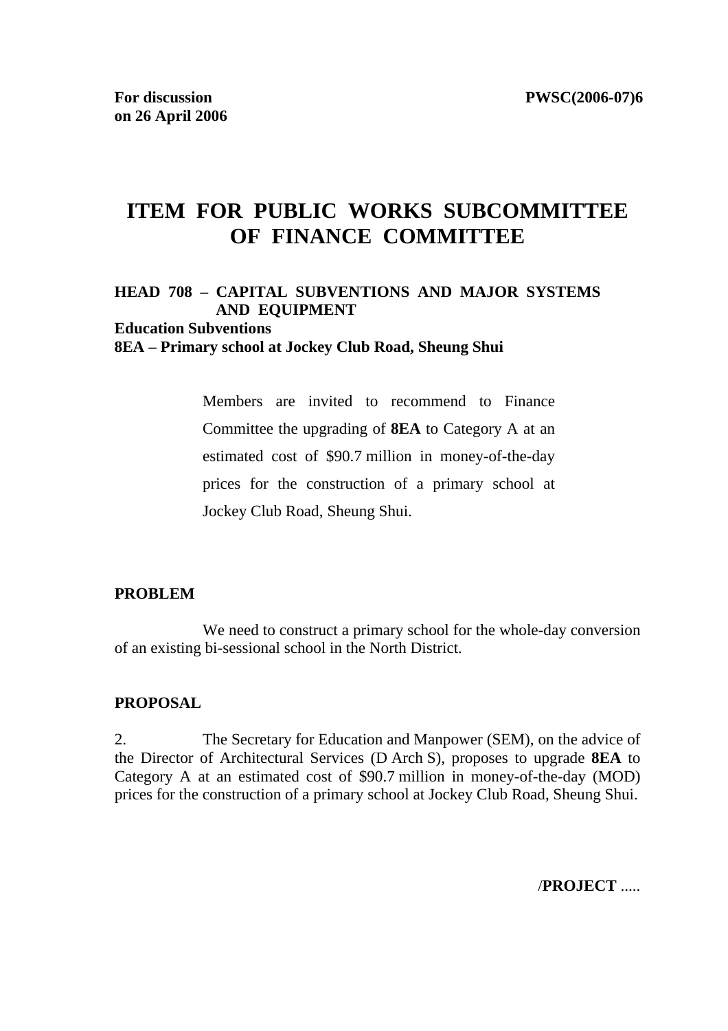**For discussion on 26 April 2006** **PWSC(2006-07)6**

# ITEM FOR PUBLIC WORKS SUBCOMMITTEE OF FINANCE COMMITTEE

**HEAD 708 – CAPITAL SUBVENTIONS AND MAJOR SYSTEMS AND EQUIPMENT**
**Education Subventions**
**8EA – Primary school at Jockey Club Road, Sheung Shui**

Members are invited to recommend to Finance Committee the upgrading of **8EA** to Category A at an estimated cost of $90.7 million in money-of-the-day prices for the construction of a primary school at Jockey Club Road, Sheung Shui.

**PROBLEM**

We need to construct a primary school for the whole-day conversion of an existing bi-sessional school in the North District.

**PROPOSAL**

2. The Secretary for Education and Manpower (SEM), on the advice of the Director of Architectural Services (D Arch S), proposes to upgrade **8EA** to Category A at an estimated cost of $90.7 million in money-of-the-day (MOD) prices for the construction of a primary school at Jockey Club Road, Sheung Shui.

/**PROJECT** .....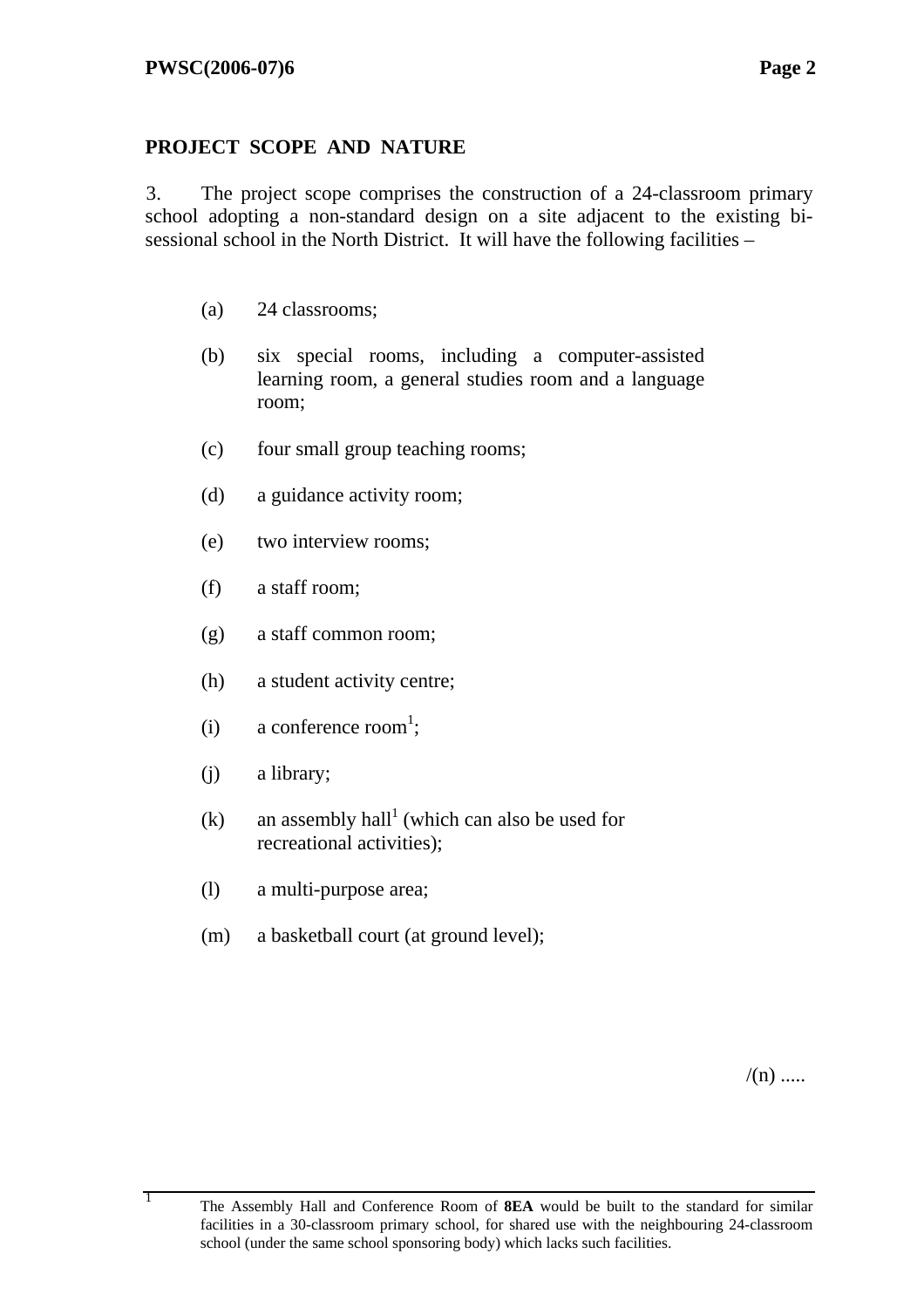**PROJECT SCOPE AND NATURE**

3. The project scope comprises the construction of a 24-classroom primary school adopting a non-standard design on a site adjacent to the existing bi-sessional school in the North District. It will have the following facilities –

(a) 24 classrooms;

(b) six special rooms, including a computer-assisted learning room, a general studies room and a language room;

(c) four small group teaching rooms;

(d) a guidance activity room;

(e) two interview rooms;

(f) a staff room;

(g) a staff common room;

(h) a student activity centre;

(i) a conference room[1];

(j) a library;

(k) an assembly hall[1] (which can also be used for recreational activities);

(l) a multi-purpose area;

(m) a basketball court (at ground level);

/(n) .....

---

[1] The Assembly Hall and Conference Room of **8EA** would be built to the standard for similar facilities in a 30-classroom primary school, for shared use with the neighbouring 24-classroom school (under the same school sponsoring body) which lacks such facilities.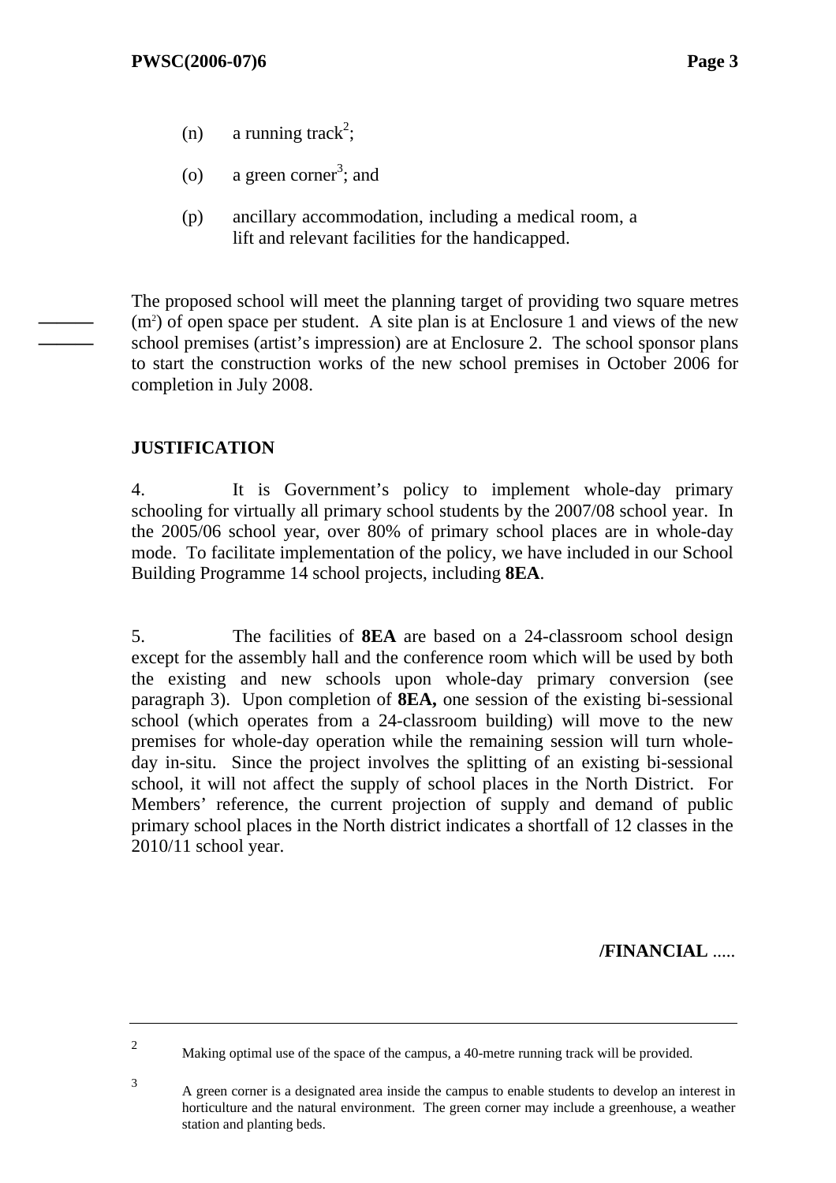(n) a running track[2];

(o) a green corner[3]; and

(p) ancillary accommodation, including a medical room, a lift and relevant facilities for the handicapped.

The proposed school will meet the planning target of providing two square metres ($m^2$) of open space per student. A site plan is at Enclosure 1 and views of the new school premises (artist's impression) are at Enclosure 2. The school sponsor plans to start the construction works of the new school premises in October 2006 for completion in July 2008.

## JUSTIFICATION

4. It is Government's policy to implement whole-day primary schooling for virtually all primary school students by the 2007/08 school year. In the 2005/06 school year, over 80% of primary school places are in whole-day mode. To facilitate implementation of the policy, we have included in our School Building Programme 14 school projects, including **8EA**.

5. The facilities of **8EA** are based on a 24-classroom school design except for the assembly hall and the conference room which will be used by both the existing and new schools upon whole-day primary conversion (see paragraph 3). Upon completion of **8EA,** one session of the existing bi-sessional school (which operates from a 24-classroom building) will move to the new premises for whole-day operation while the remaining session will turn whole-day in-situ. Since the project involves the splitting of an existing bi-sessional school, it will not affect the supply of school places in the North District. For Members' reference, the current projection of supply and demand of public primary school places in the North district indicates a shortfall of 12 classes in the 2010/11 school year.

**/FINANCIAL** .....

---

[2] Making optimal use of the space of the campus, a 40-metre running track will be provided.

[3] A green corner is a designated area inside the campus to enable students to develop an interest in horticulture and the natural environment. The green corner may include a greenhouse, a weather station and planting beds.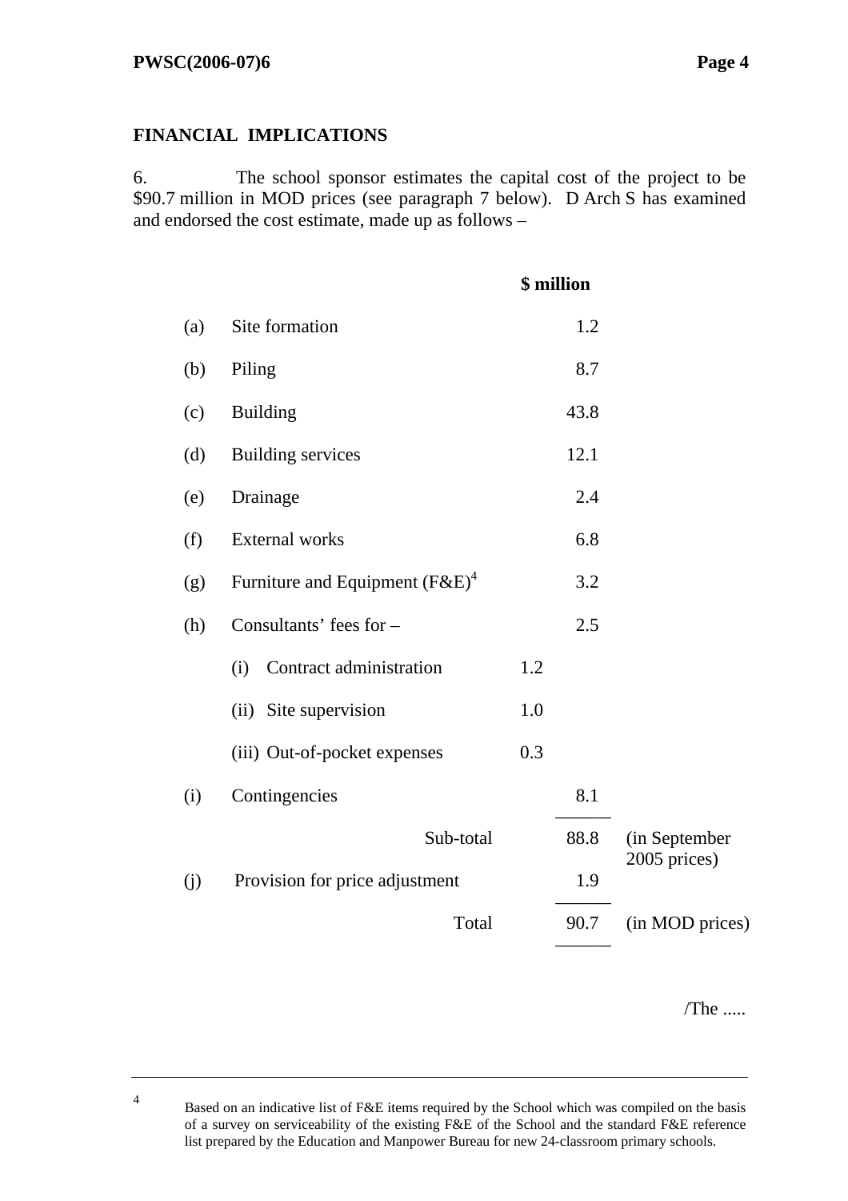## FINANCIAL IMPLICATIONS

6. The school sponsor estimates the capital cost of the project to be $90.7 million in MOD prices (see paragraph 7 below). D Arch S has examined and endorsed the cost estimate, made up as follows –

| | | | $ million | |
|---|---|---|---|---|
| (a) | Site formation | | 1.2 | |
| (b) | Piling | | 8.7 | |
| (c) | Building | | 43.8 | |
| (d) | Building services | | 12.1 | |
| (e) | Drainage | | 2.4 | |
| (f) | External works | | 6.8 | |
| (g) | Furniture and Equipment (F&E)[4] | | 3.2 | |
| (h) | Consultants' fees for – | | 2.5 | |
| | (i) Contract administration | 1.2 | | |
| | (ii) Site supervision | 1.0 | | |
| | (iii) Out-of-pocket expenses | 0.3 | | |
| (i) | Contingencies | | 8.1 | |
| | Sub-total | | 88.8 | (in September 2005 prices) |
| (j) | Provision for price adjustment | | 1.9 | |
| | Total | | 90.7 | (in MOD prices) |

/The .....

---

[4] Based on an indicative list of F&E items required by the School which was compiled on the basis of a survey on serviceability of the existing F&E of the School and the standard F&E reference list prepared by the Education and Manpower Bureau for new 24-classroom primary schools.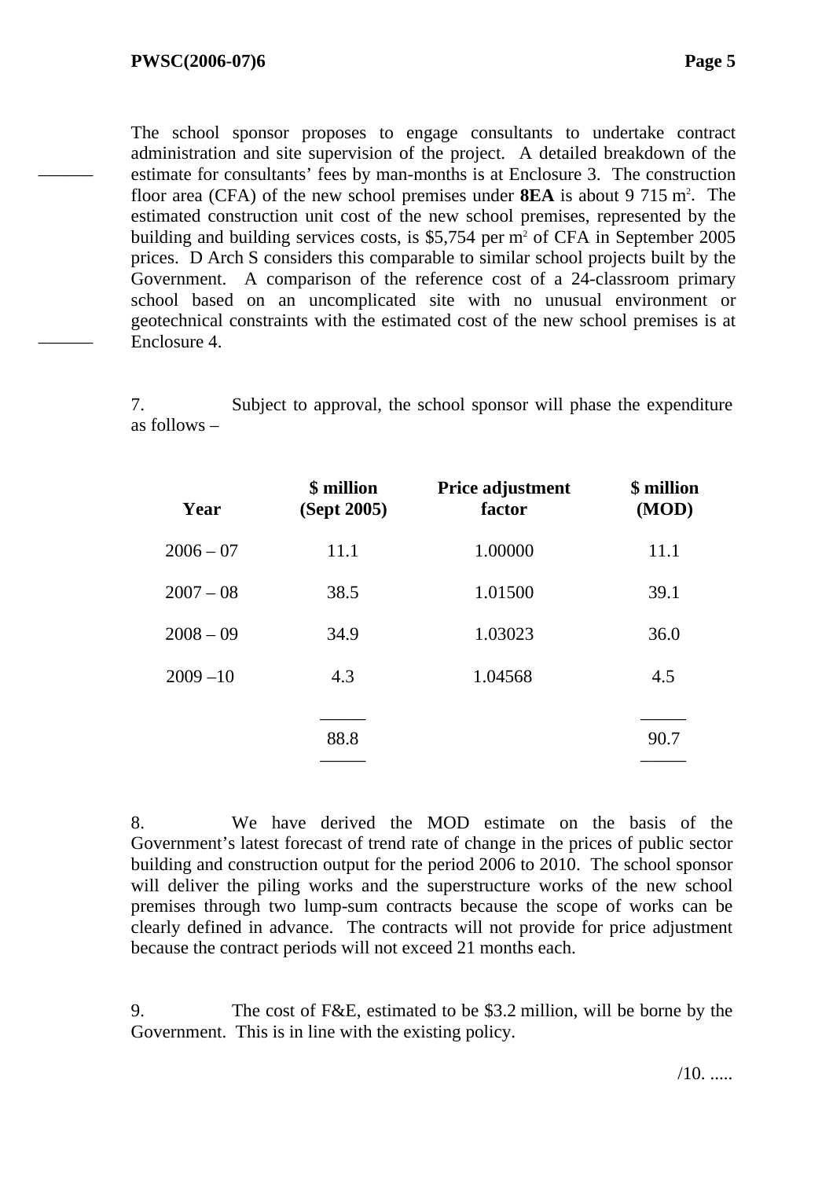The school sponsor proposes to engage consultants to undertake contract administration and site supervision of the project. A detailed breakdown of the estimate for consultants' fees by man-months is at Enclosure 3. The construction floor area (CFA) of the new school premises under **8EA** is about 9 715 $m^2$. The estimated construction unit cost of the new school premises, represented by the building and building services costs, is $5,754 per $m^2$ of CFA in September 2005 prices. D Arch S considers this comparable to similar school projects built by the Government. A comparison of the reference cost of a 24-classroom primary school based on an uncomplicated site with no unusual environment or geotechnical constraints with the estimated cost of the new school premises is at Enclosure 4.

7. Subject to approval, the school sponsor will phase the expenditure as follows –

| Year | $ million (Sept 2005) | Price adjustment factor | $ million (MOD) |
|---|---|---|---|
| 2006 – 07 | 11.1 | 1.00000 | 11.1 |
| 2007 – 08 | 38.5 | 1.01500 | 39.1 |
| 2008 – 09 | 34.9 | 1.03023 | 36.0 |
| 2009 –10 | 4.3 | 1.04568 | 4.5 |
| | 88.8 | | 90.7 |

8. We have derived the MOD estimate on the basis of the Government's latest forecast of trend rate of change in the prices of public sector building and construction output for the period 2006 to 2010. The school sponsor will deliver the piling works and the superstructure works of the new school premises through two lump-sum contracts because the scope of works can be clearly defined in advance. The contracts will not provide for price adjustment because the contract periods will not exceed 21 months each.

9. The cost of F&E, estimated to be $3.2 million, will be borne by the Government. This is in line with the existing policy.

/10. .....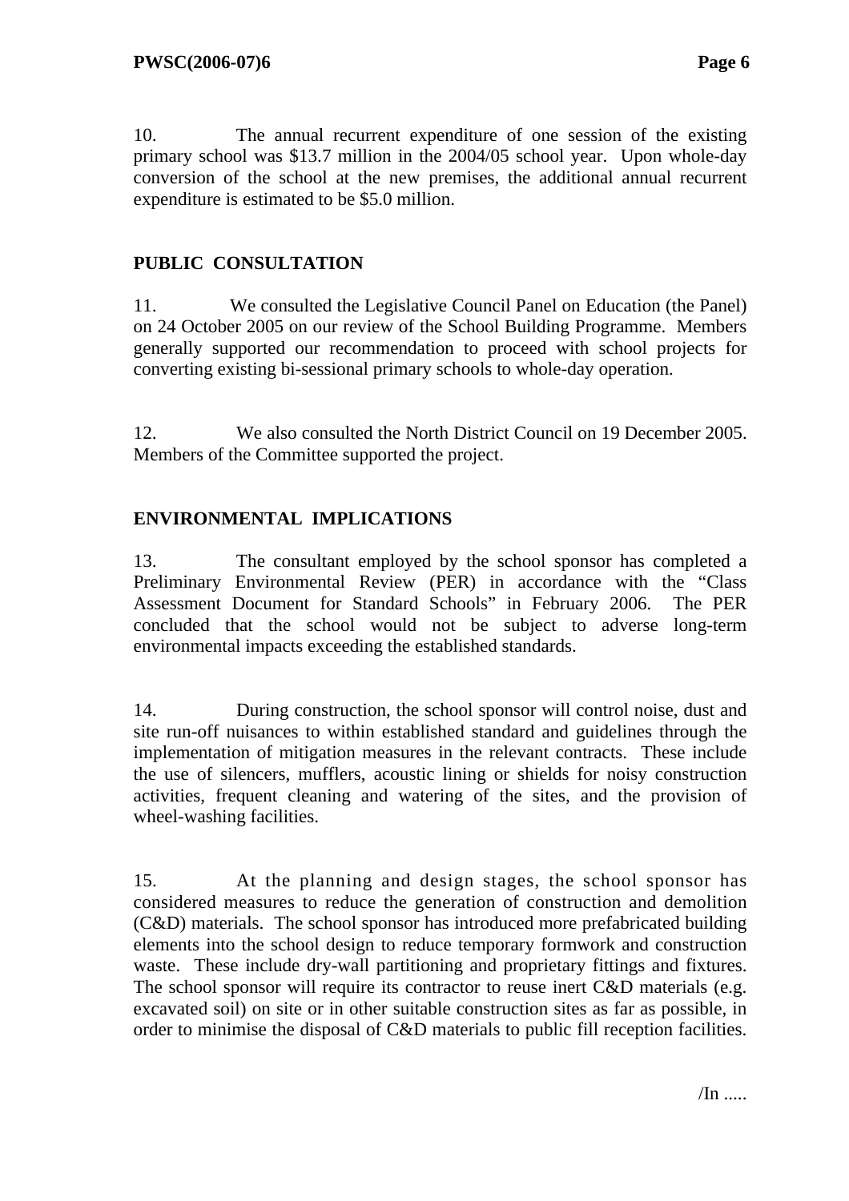10. The annual recurrent expenditure of one session of the existing primary school was $13.7 million in the 2004/05 school year. Upon whole-day conversion of the school at the new premises, the additional annual recurrent expenditure is estimated to be $5.0 million.

## PUBLIC CONSULTATION

11. We consulted the Legislative Council Panel on Education (the Panel) on 24 October 2005 on our review of the School Building Programme. Members generally supported our recommendation to proceed with school projects for converting existing bi-sessional primary schools to whole-day operation.

12. We also consulted the North District Council on 19 December 2005. Members of the Committee supported the project.

## ENVIRONMENTAL IMPLICATIONS

13. The consultant employed by the school sponsor has completed a Preliminary Environmental Review (PER) in accordance with the "Class Assessment Document for Standard Schools" in February 2006. The PER concluded that the school would not be subject to adverse long-term environmental impacts exceeding the established standards.

14. During construction, the school sponsor will control noise, dust and site run-off nuisances to within established standard and guidelines through the implementation of mitigation measures in the relevant contracts. These include the use of silencers, mufflers, acoustic lining or shields for noisy construction activities, frequent cleaning and watering of the sites, and the provision of wheel-washing facilities.

15. At the planning and design stages, the school sponsor has considered measures to reduce the generation of construction and demolition (C&D) materials. The school sponsor has introduced more prefabricated building elements into the school design to reduce temporary formwork and construction waste. These include dry-wall partitioning and proprietary fittings and fixtures. The school sponsor will require its contractor to reuse inert C&D materials (e.g. excavated soil) on site or in other suitable construction sites as far as possible, in order to minimise the disposal of C&D materials to public fill reception facilities.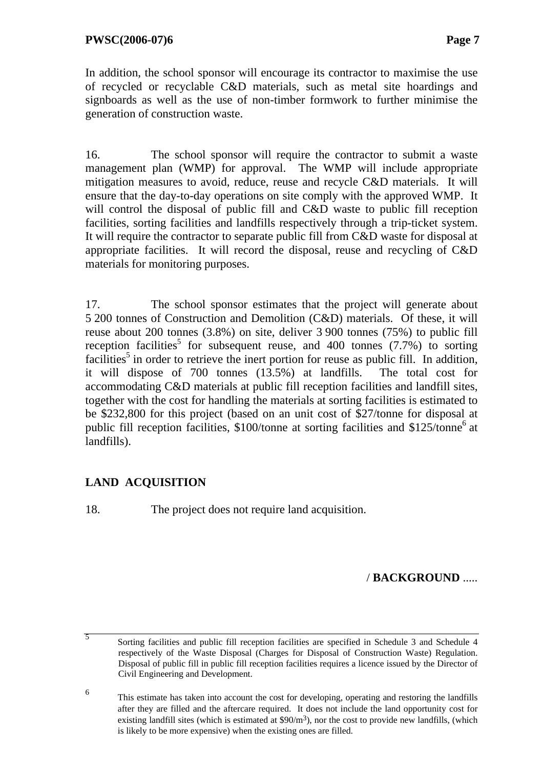In addition, the school sponsor will encourage its contractor to maximise the use of recycled or recyclable C&D materials, such as metal site hoardings and signboards as well as the use of non-timber formwork to further minimise the generation of construction waste.

16. The school sponsor will require the contractor to submit a waste management plan (WMP) for approval. The WMP will include appropriate mitigation measures to avoid, reduce, reuse and recycle C&D materials. It will ensure that the day-to-day operations on site comply with the approved WMP. It will control the disposal of public fill and C&D waste to public fill reception facilities, sorting facilities and landfills respectively through a trip-ticket system. It will require the contractor to separate public fill from C&D waste for disposal at appropriate facilities. It will record the disposal, reuse and recycling of C&D materials for monitoring purposes.

17. The school sponsor estimates that the project will generate about 5 200 tonnes of Construction and Demolition (C&D) materials. Of these, it will reuse about 200 tonnes (3.8%) on site, deliver 3 900 tonnes (75%) to public fill reception facilities[5] for subsequent reuse, and 400 tonnes (7.7%) to sorting facilities[5] in order to retrieve the inert portion for reuse as public fill. In addition, it will dispose of 700 tonnes (13.5%) at landfills. The total cost for accommodating C&D materials at public fill reception facilities and landfill sites, together with the cost for handling the materials at sorting facilities is estimated to be $232,800 for this project (based on an unit cost of $27/tonne for disposal at public fill reception facilities, $100/tonne at sorting facilities and $125/tonne[6] at landfills).

## LAND ACQUISITION

18. The project does not require land acquisition.

/ **BACKGROUND** .....

---

[5] Sorting facilities and public fill reception facilities are specified in Schedule 3 and Schedule 4 respectively of the Waste Disposal (Charges for Disposal of Construction Waste) Regulation. Disposal of public fill in public fill reception facilities requires a licence issued by the Director of Civil Engineering and Development.

[6] This estimate has taken into account the cost for developing, operating and restoring the landfills after they are filled and the aftercare required. It does not include the land opportunity cost for existing landfill sites (which is estimated at $90/m$^3$), nor the cost to provide new landfills, (which is likely to be more expensive) when the existing ones are filled.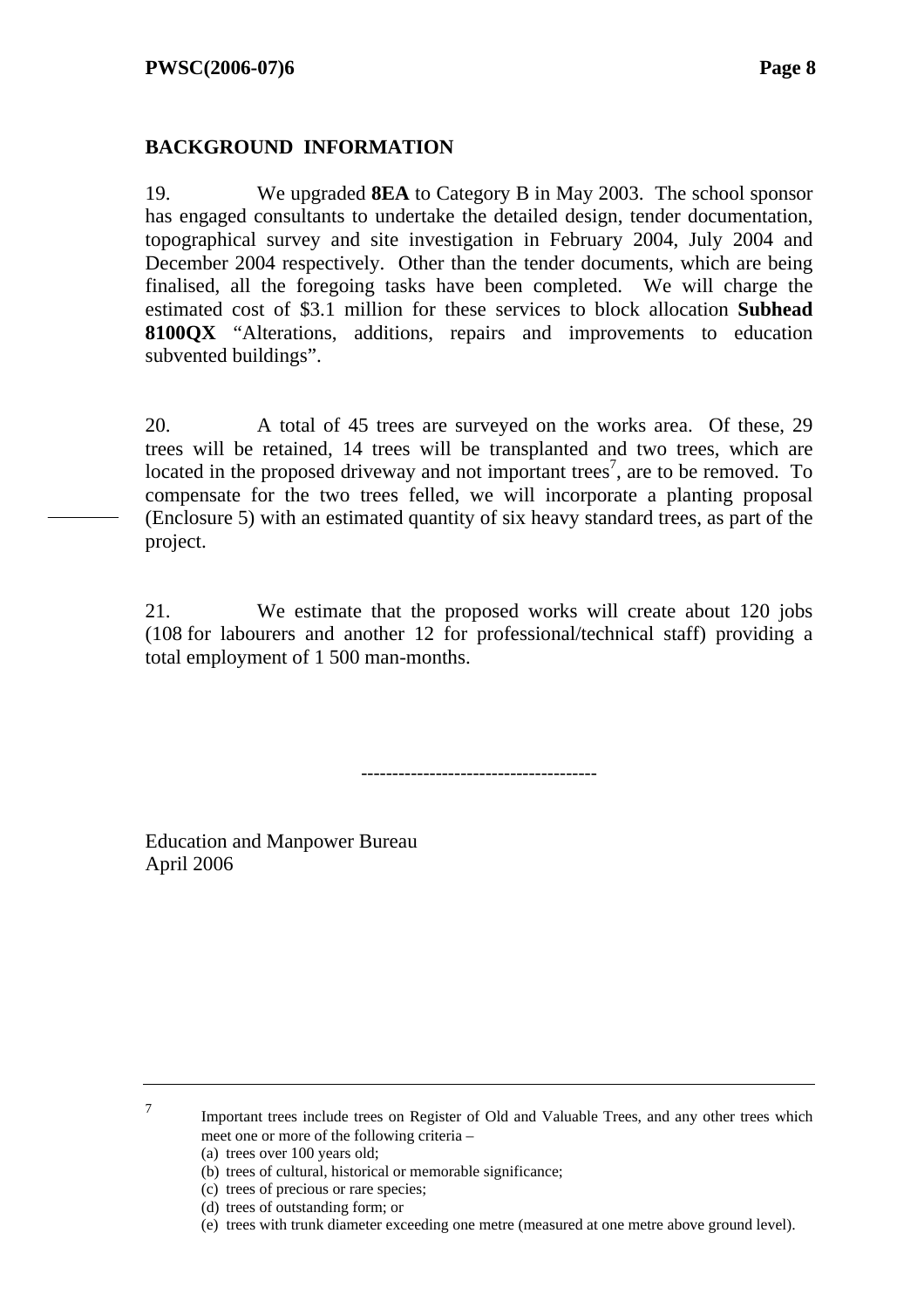**BACKGROUND INFORMATION**

19. We upgraded **8EA** to Category B in May 2003. The school sponsor has engaged consultants to undertake the detailed design, tender documentation, topographical survey and site investigation in February 2004, July 2004 and December 2004 respectively. Other than the tender documents, which are being finalised, all the foregoing tasks have been completed. We will charge the estimated cost of $3.1 million for these services to block allocation **Subhead 8100QX** "Alterations, additions, repairs and improvements to education subvented buildings".

20. A total of 45 trees are surveyed on the works area. Of these, 29 trees will be retained, 14 trees will be transplanted and two trees, which are located in the proposed driveway and not important trees[7], are to be removed. To compensate for the two trees felled, we will incorporate a planting proposal (Enclosure 5) with an estimated quantity of six heavy standard trees, as part of the project.

21. We estimate that the proposed works will create about 120 jobs (108 for labourers and another 12 for professional/technical staff) providing a total employment of 1 500 man-months.

---

Education and Manpower Bureau
April 2006

---

[7] Important trees include trees on Register of Old and Valuable Trees, and any other trees which meet one or more of the following criteria –

(a) trees over 100 years old;
(b) trees of cultural, historical or memorable significance;
(c) trees of precious or rare species;
(d) trees of outstanding form; or
(e) trees with trunk diameter exceeding one metre (measured at one metre above ground level).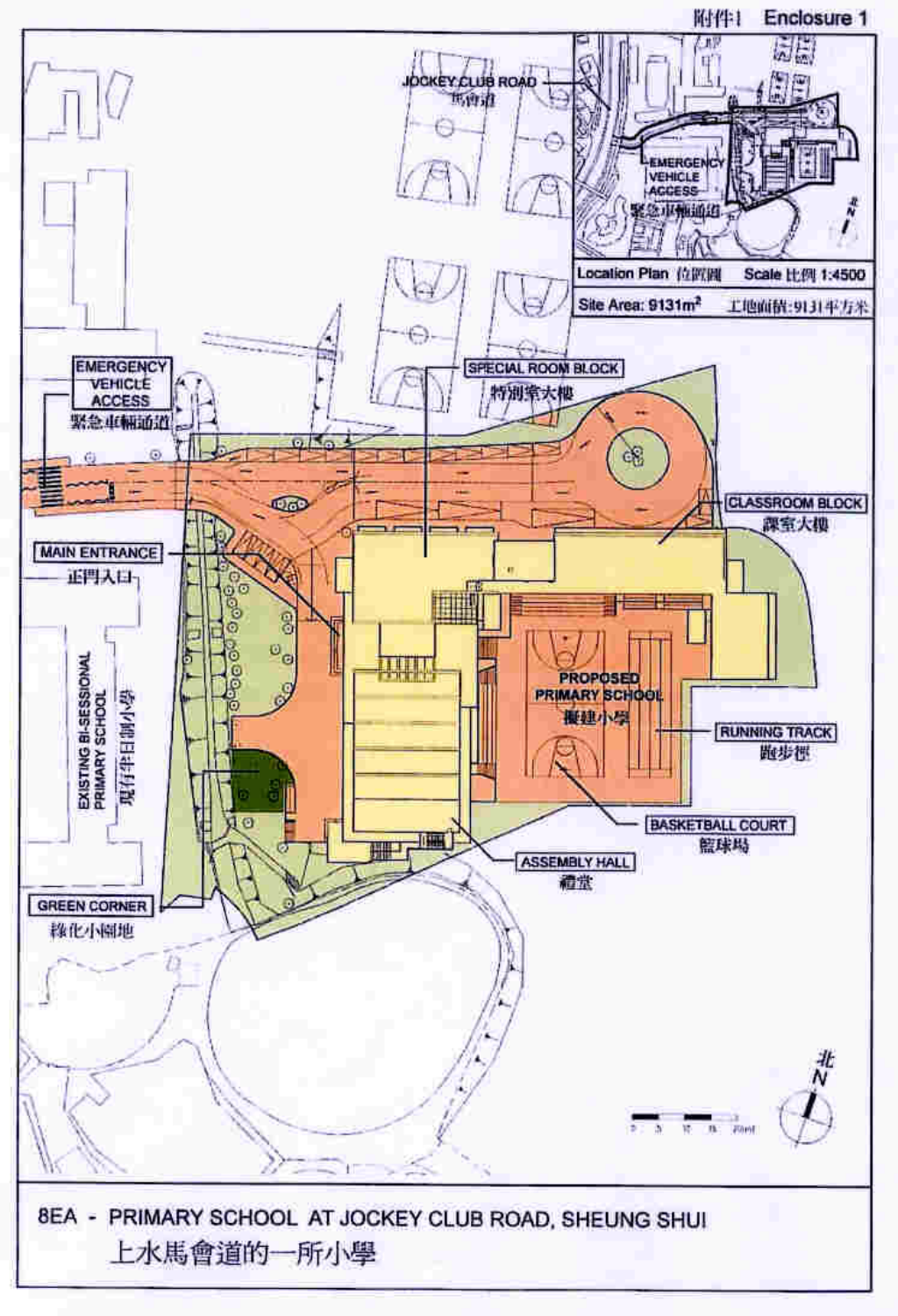附件1 Enclosure 1

JOCKEY CLUB ROAD 馬會道

EMERGENCY VEHICLE ACCESS 緊急車輛通道

Location Plan 位置圖 Scale 比例 1:4500

Site Area: 9131m² 工地面積: 9131平方米

EMERGENCY VEHICLE ACCESS 緊急車輛通道

SPECIAL ROOM BLOCK 特別室大樓

CLASSROOM BLOCK 課室大樓

MAIN ENTRANCE 正門入口

PROPOSED PRIMARY SCHOOL 擬建小學

RUNNING TRACK 跑步徑

EXISTING BI-SESSIONAL PRIMARY SCHOOL 現存半日制小學

BASKETBALL COURT 籃球場

ASSEMBLY HALL 禮堂

GREEN CORNER 綠化小園地

北 N

8EA - PRIMARY SCHOOL AT JOCKEY CLUB ROAD, SHEUNG SHUI

上水馬會道的一所小學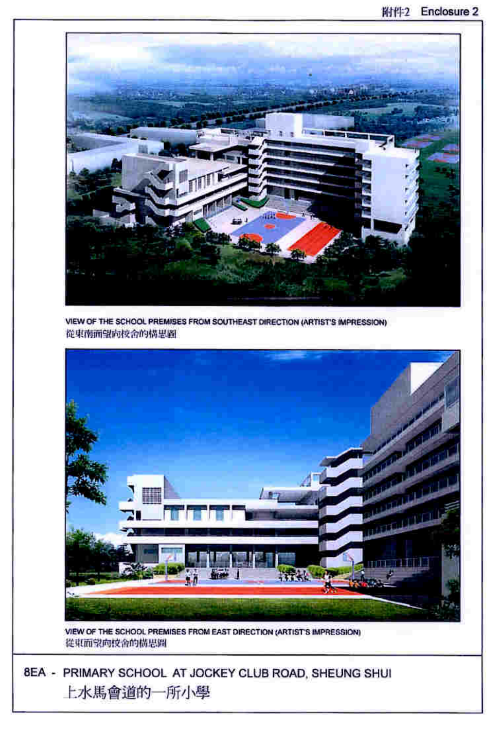附件2 Enclosure 2

VIEW OF THE SCHOOL PREMISES FROM SOUTHEAST DIRECTION (ARTIST'S IMPRESSION)
從東南面望向校舍的構思圖

VIEW OF THE SCHOOL PREMISES FROM EAST DIRECTION (ARTIST'S IMPRESSION)
從東面望向校舍的構思圖

8EA - PRIMARY SCHOOL AT JOCKEY CLUB ROAD, SHEUNG SHUI
上水馬會道的一所小學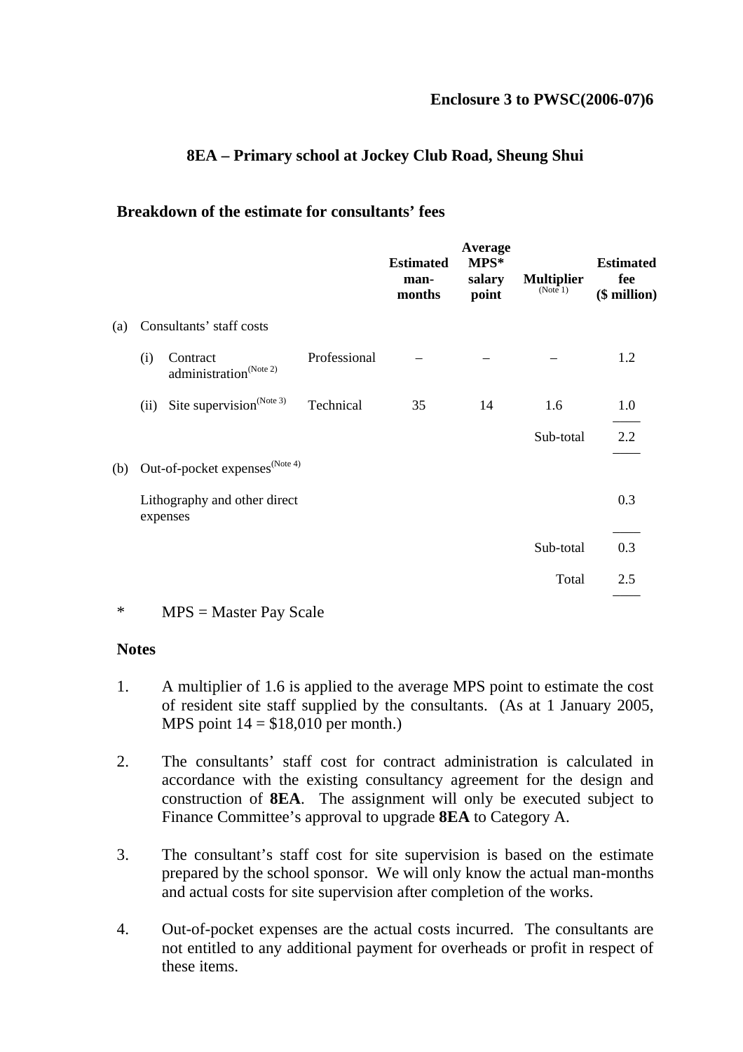**Enclosure 3 to PWSC(2006-07)6**

## 8EA – Primary school at Jockey Club Road, Sheung Shui

### Breakdown of the estimate for consultants' fees

| | | | Estimated man-months | Average MPS* salary point | Multiplier (Note 1) | Estimated fee ($ million) |
|---|---|---|---|---|---|---|
| (a) | Consultants' staff costs | | | | | |
| | (i) Contract administration (Note 2) | Professional | – | – | – | 1.2 |
| | (ii) Site supervision (Note 3) | Technical | 35 | 14 | 1.6 | 1.0 |
| | | | | | Sub-total | 2.2 |
| (b) | Out-of-pocket expenses (Note 4) | | | | | |
| | Lithography and other direct expenses | | | | | 0.3 |
| | | | | | Sub-total | 0.3 |
| | | | | | Total | 2.5 |

\* MPS = Master Pay Scale

**Notes**

1. A multiplier of 1.6 is applied to the average MPS point to estimate the cost of resident site staff supplied by the consultants. (As at 1 January 2005, MPS point 14 = $18,010 per month.)

2. The consultants' staff cost for contract administration is calculated in accordance with the existing consultancy agreement for the design and construction of **8EA**. The assignment will only be executed subject to Finance Committee's approval to upgrade **8EA** to Category A.

3. The consultant's staff cost for site supervision is based on the estimate prepared by the school sponsor. We will only know the actual man-months and actual costs for site supervision after completion of the works.

4. Out-of-pocket expenses are the actual costs incurred. The consultants are not entitled to any additional payment for overheads or profit in respect of these items.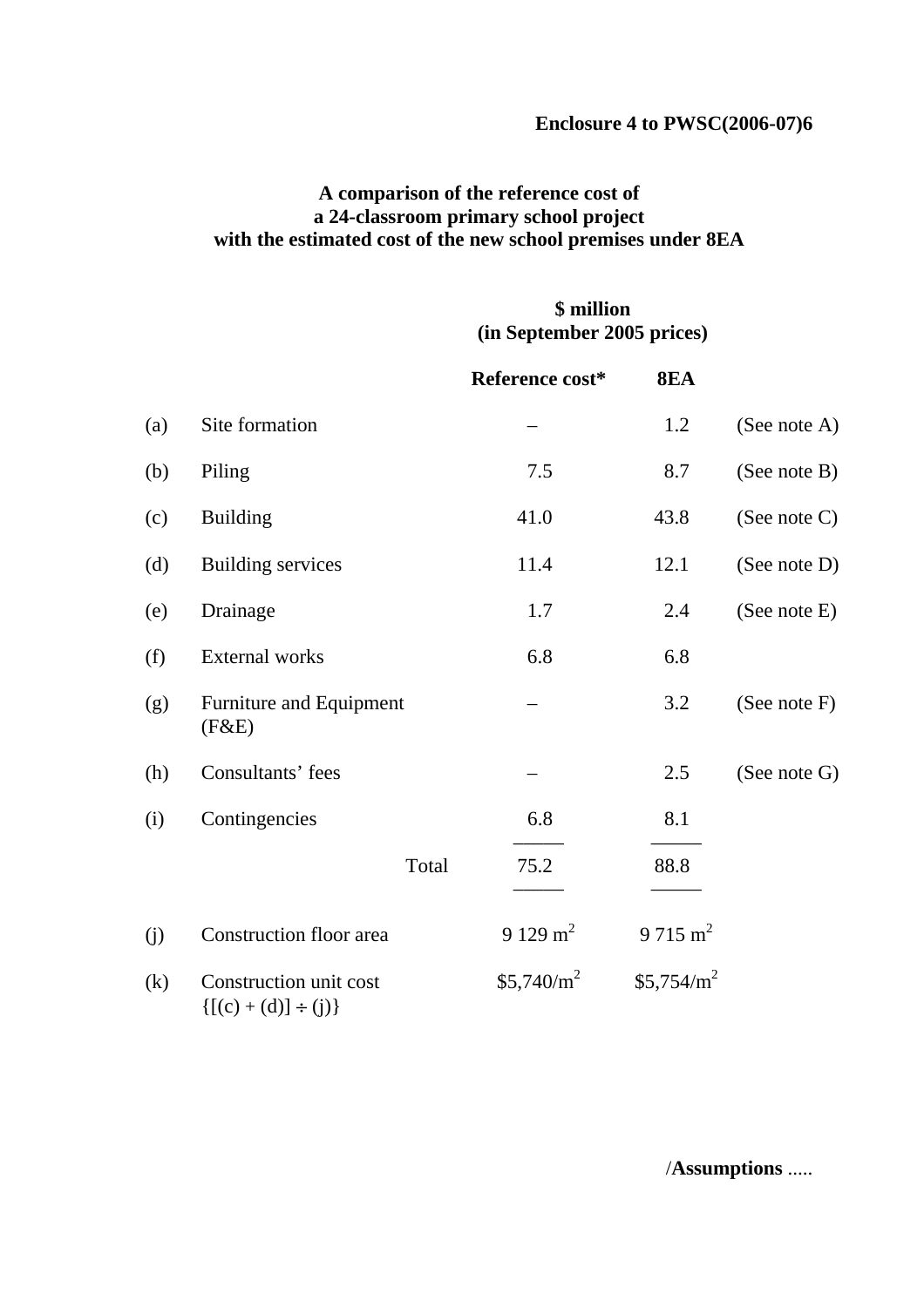**Enclosure 4 to PWSC(2006-07)6**

**A comparison of the reference cost of a 24-classroom primary school project with the estimated cost of the new school premises under 8EA**

| | | **\$ million (in September 2005 prices)** | | |
|---|---|---|---|---|
| | | **Reference cost*** | **8EA** | |
| (a) | Site formation | – | 1.2 | (See note A) |
| (b) | Piling | 7.5 | 8.7 | (See note B) |
| (c) | Building | 41.0 | 43.8 | (See note C) |
| (d) | Building services | 11.4 | 12.1 | (See note D) |
| (e) | Drainage | 1.7 | 2.4 | (See note E) |
| (f) | External works | 6.8 | 6.8 | |
| (g) | Furniture and Equipment (F&E) | – | 3.2 | (See note F) |
| (h) | Consultants' fees | – | 2.5 | (See note G) |
| (i) | Contingencies | 6.8 | 8.1 | |
| | Total | 75.2 | 88.8 | |
| (j) | Construction floor area | 9 129 $m^2$ | 9 715 $m^2$ | |
| (k) | Construction unit cost {[(c) + (d)] ÷ (j)} | \$5,740/$m^2$ | \$5,754/$m^2$ | |

/**Assumptions** .....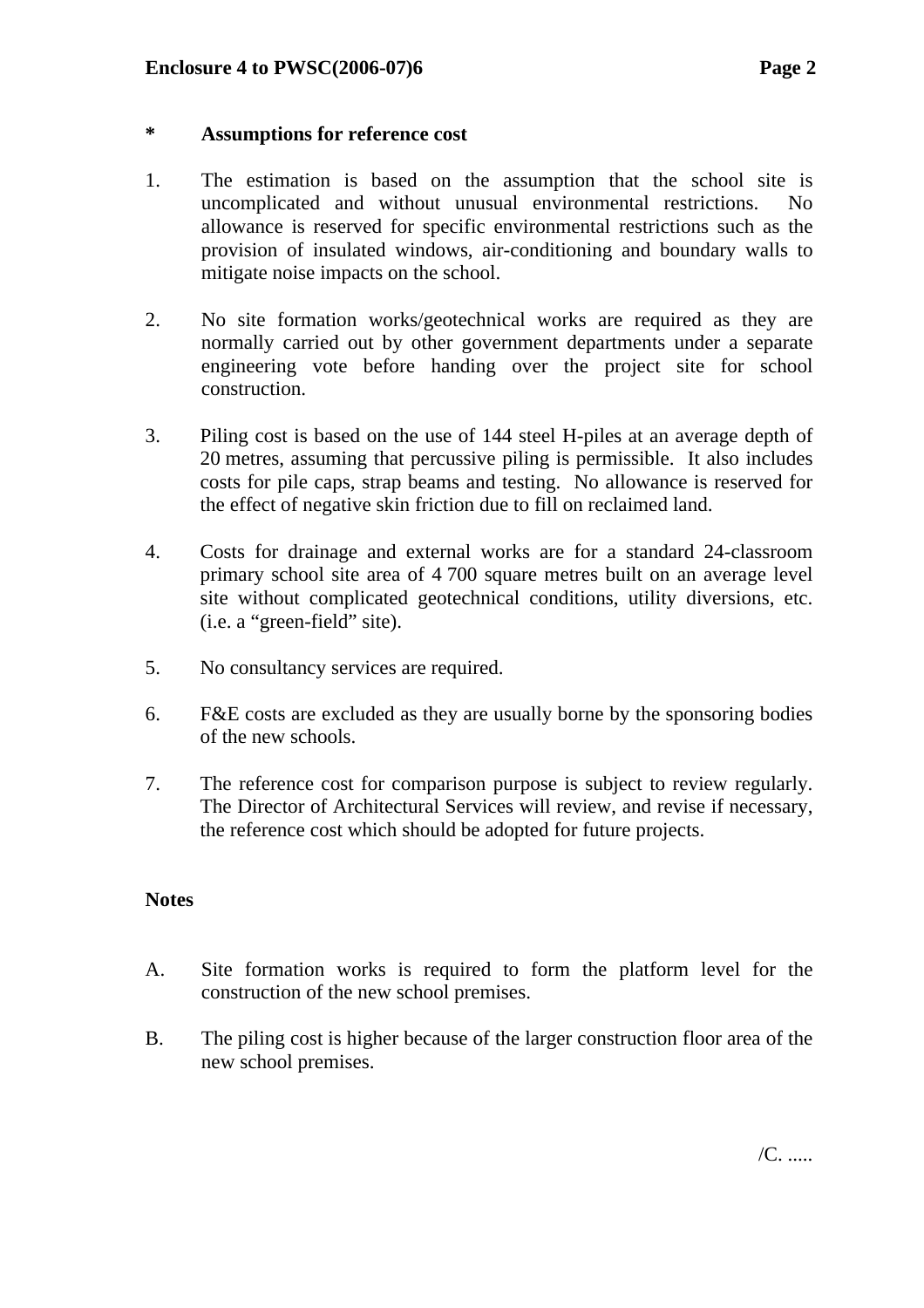**\* Assumptions for reference cost**

1. The estimation is based on the assumption that the school site is uncomplicated and without unusual environmental restrictions. No allowance is reserved for specific environmental restrictions such as the provision of insulated windows, air-conditioning and boundary walls to mitigate noise impacts on the school.

2. No site formation works/geotechnical works are required as they are normally carried out by other government departments under a separate engineering vote before handing over the project site for school construction.

3. Piling cost is based on the use of 144 steel H-piles at an average depth of 20 metres, assuming that percussive piling is permissible. It also includes costs for pile caps, strap beams and testing. No allowance is reserved for the effect of negative skin friction due to fill on reclaimed land.

4. Costs for drainage and external works are for a standard 24-classroom primary school site area of 4 700 square metres built on an average level site without complicated geotechnical conditions, utility diversions, etc. (i.e. a "green-field" site).

5. No consultancy services are required.

6. F&E costs are excluded as they are usually borne by the sponsoring bodies of the new schools.

7. The reference cost for comparison purpose is subject to review regularly. The Director of Architectural Services will review, and revise if necessary, the reference cost which should be adopted for future projects.

**Notes**

A. Site formation works is required to form the platform level for the construction of the new school premises.

B. The piling cost is higher because of the larger construction floor area of the new school premises.

/C. .....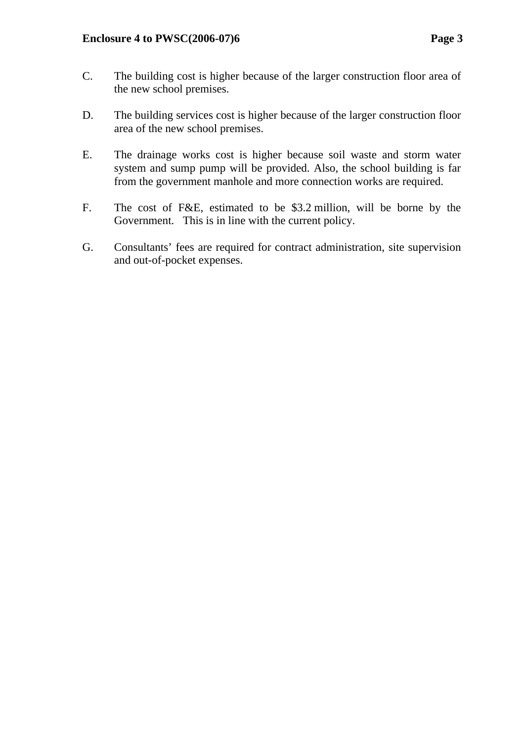C. The building cost is higher because of the larger construction floor area of the new school premises.

D. The building services cost is higher because of the larger construction floor area of the new school premises.

E. The drainage works cost is higher because soil waste and storm water system and sump pump will be provided. Also, the school building is far from the government manhole and more connection works are required.

F. The cost of F&E, estimated to be $3.2 million, will be borne by the Government. This is in line with the current policy.

G. Consultants' fees are required for contract administration, site supervision and out-of-pocket expenses.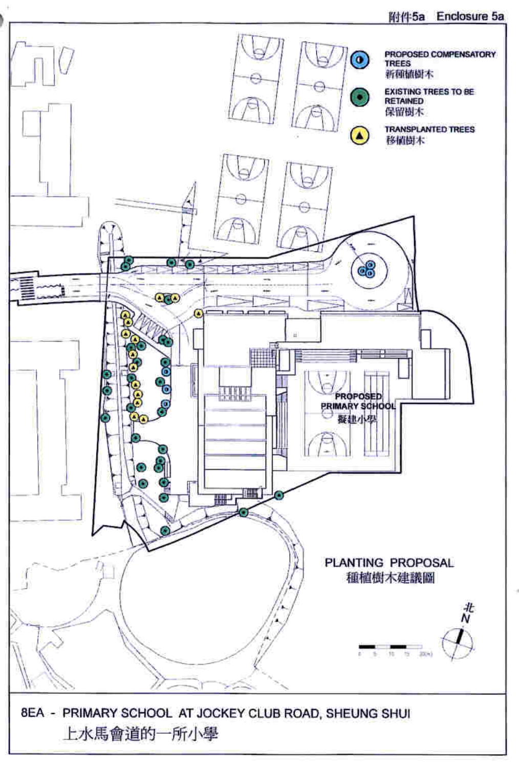附件5a Enclosure 5a

PROPOSED COMPENSATORY TREES
新種植樹木

EXISTING TREES TO BE RETAINED
保留樹木

TRANSPLANTED TREES
移植樹木

PROPOSED PRIMARY SCHOOL
擬建小學

PLANTING PROPOSAL
種植樹木建議圖

北
N

8EA - PRIMARY SCHOOL AT JOCKEY CLUB ROAD, SHEUNG SHUI
上水馬會道的一所小學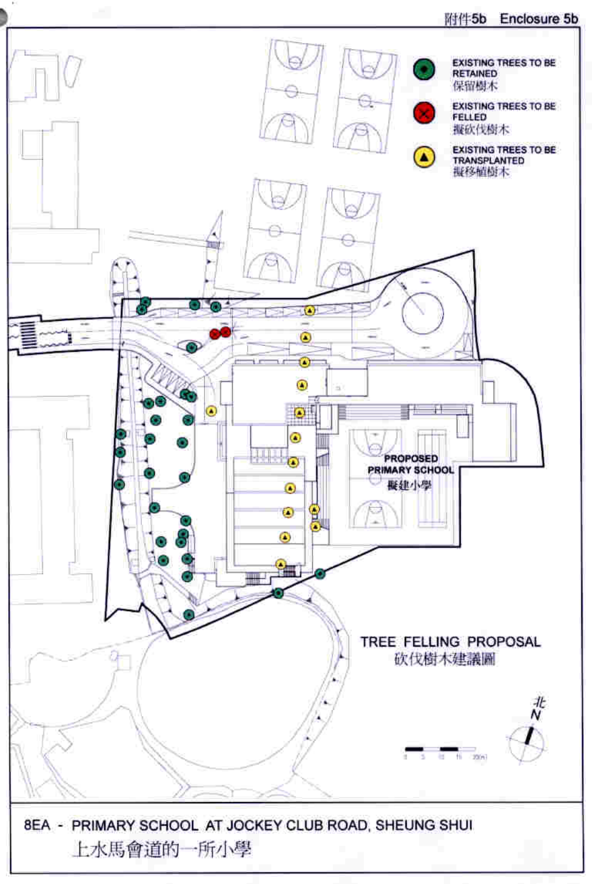附件5b Enclosure 5b

EXISTING TREES TO BE RETAINED
保留樹木

EXISTING TREES TO BE FELLED
擬砍伐樹木

EXISTING TREES TO BE TRANSPLANTED
擬移植樹木

PROPOSED PRIMARY SCHOOL
擬建小學

TREE FELLING PROPOSAL
砍伐樹木建議圖

北
N

8EA - PRIMARY SCHOOL AT JOCKEY CLUB ROAD, SHEUNG SHUI
上水馬會道的一所小學